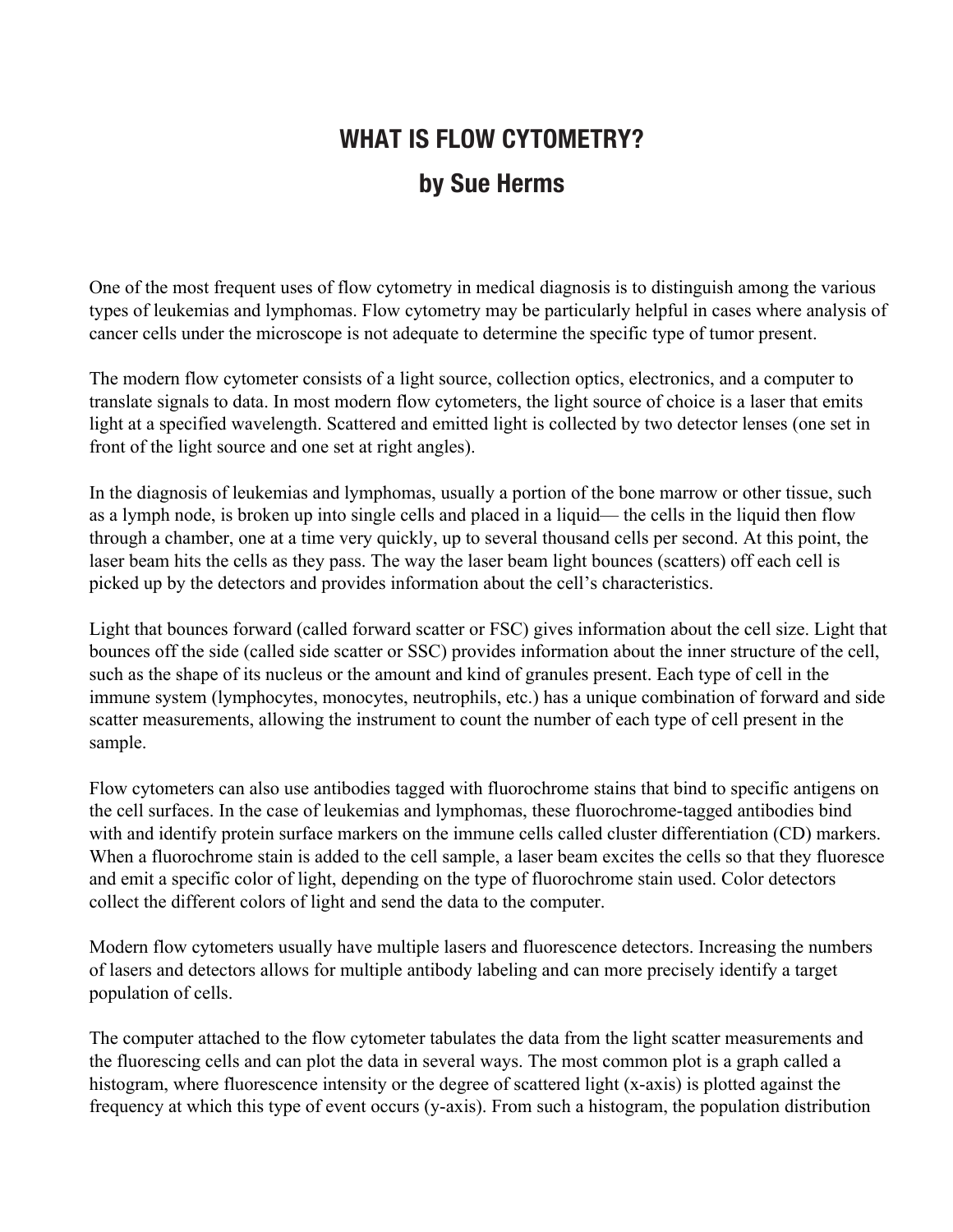# WHAT IS FLOW CYTOMETRY?

## by Sue Herms

One of the most frequent uses of flow cytometry in medical diagnosis is to distinguish among the various types of leukemias and lymphomas. Flow cytometry may be particularly helpful in cases where analysis of cancer cells under the microscope is not adequate to determine the specific type of tumor present.

The modern flow cytometer consists of a light source, collection optics, electronics, and a computer to translate signals to data. In most modern flow cytometers, the light source of choice is a laser that emits light at a specified wavelength. Scattered and emitted light is collected by two detector lenses (one set in front of the light source and one set at right angles).

In the diagnosis of leukemias and lymphomas, usually a portion of the bone marrow or other tissue, such as a lymph node, is broken up into single cells and placed in a liquid— the cells in the liquid then flow through a chamber, one at a time very quickly, up to several thousand cells per second. At this point, the laser beam hits the cells as they pass. The way the laser beam light bounces (scatters) off each cell is picked up by the detectors and provides information about the cell's characteristics.

Light that bounces forward (called forward scatter or FSC) gives information about the cell size. Light that bounces off the side (called side scatter or SSC) provides information about the inner structure of the cell, such as the shape of its nucleus or the amount and kind of granules present. Each type of cell in the immune system (lymphocytes, monocytes, neutrophils, etc.) has a unique combination of forward and side scatter measurements, allowing the instrument to count the number of each type of cell present in the sample.

Flow cytometers can also use antibodies tagged with fluorochrome stains that bind to specific antigens on the cell surfaces. In the case of leukemias and lymphomas, these fluorochrome-tagged antibodies bind with and identify protein surface markers on the immune cells called cluster differentiation (CD) markers. When a fluorochrome stain is added to the cell sample, a laser beam excites the cells so that they fluoresce and emit a specific color of light, depending on the type of fluorochrome stain used. Color detectors collect the different colors of light and send the data to the computer.

Modern flow cytometers usually have multiple lasers and fluorescence detectors. Increasing the numbers of lasers and detectors allows for multiple antibody labeling and can more precisely identify a target population of cells.

The computer attached to the flow cytometer tabulates the data from the light scatter measurements and the fluorescing cells and can plot the data in several ways. The most common plot is a graph called a histogram, where fluorescence intensity or the degree of scattered light (x-axis) is plotted against the frequency at which this type of event occurs (y-axis). From such a histogram, the population distribution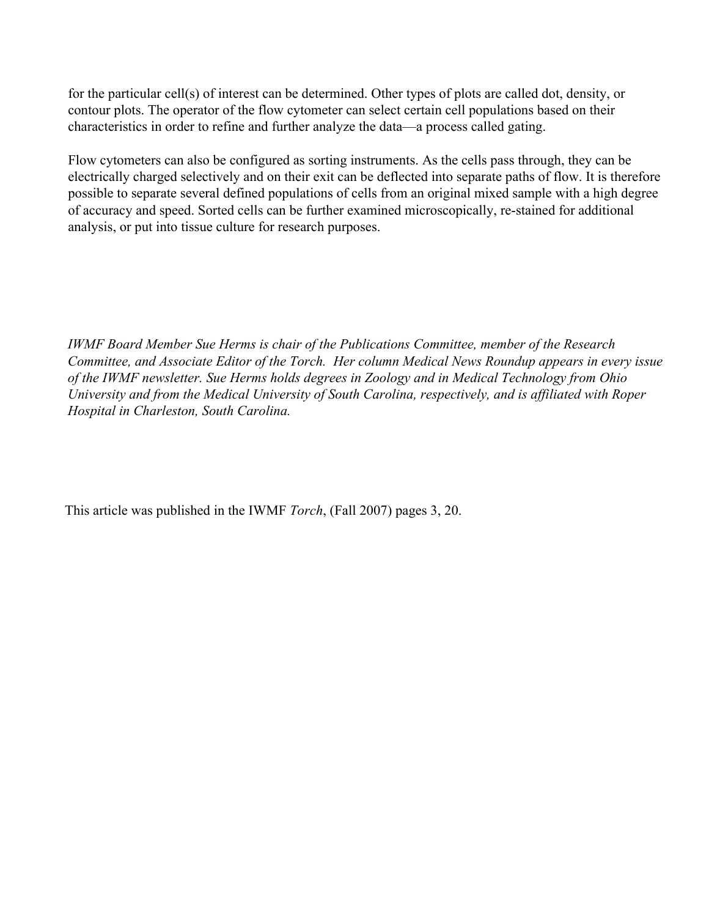for the particular cell(s) of interest can be determined. Other types of plots are called dot, density, or contour plots. The operator of the flow cytometer can select certain cell populations based on their characteristics in order to refine and further analyze the data—a process called gating.

Flow cytometers can also be configured as sorting instruments. As the cells pass through, they can be electrically charged selectively and on their exit can be deflected into separate paths of flow. It is therefore possible to separate several defined populations of cells from an original mixed sample with a high degree of accuracy and speed. Sorted cells can be further examined microscopically, re-stained for additional analysis, or put into tissue culture for research purposes.

*IWMF Board Member Sue Herms is chair of the Publications Committee, member of the Research Committee, and Associate Editor of the Torch. Her column Medical News Roundup appears in every issue of the IWMF newsletter. Sue Herms holds degrees in Zoology and in Medical Technology from Ohio University and from the Medical University of South Carolina, respectively, and is affiliated with Roper Hospital in Charleston, South Carolina.*

This article was published in the IWMF *Torch*, (Fall 2007) pages 3, 20.